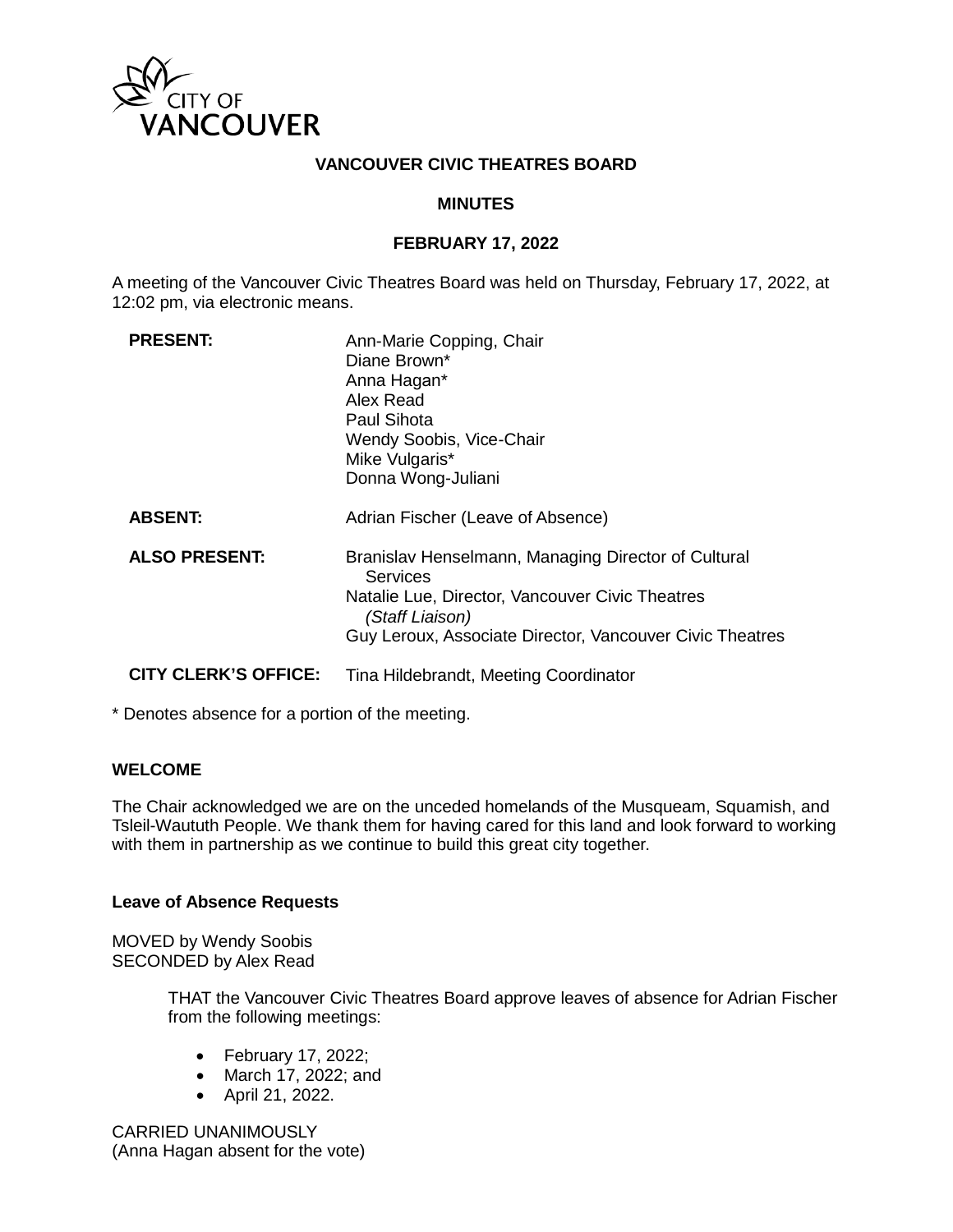# VANCOUVER CIVIC THEATRES BOARD

## MINUTES

## FEBRUARY 17, 2022

A meeting of the Vancouver Civic Theatres Board was held on Thursday, February 17, 2022, at 12:02 pm, via electronic means.

| | |
|---|---|
| **PRESENT:** | Ann-Marie Copping, Chair<br>Diane Brown*<br>Anna Hagan*<br>Alex Read<br>Paul Sihota<br>Wendy Soobis, Vice-Chair<br>Mike Vulgaris*<br>Donna Wong-Juliani |
| **ABSENT:** | Adrian Fischer (Leave of Absence) |
| **ALSO PRESENT:** | Branislav Henselmann, Managing Director of Cultural Services<br>Natalie Lue, Director, Vancouver Civic Theatres *(Staff Liaison)*<br>Guy Leroux, Associate Director, Vancouver Civic Theatres |
| **CITY CLERK'S OFFICE:** | Tina Hildebrandt, Meeting Coordinator |

\* Denotes absence for a portion of the meeting.

### WELCOME

The Chair acknowledged we are on the unceded homelands of the Musqueam, Squamish, and Tsleil-Waututh People. We thank them for having cared for this land and look forward to working with them in partnership as we continue to build this great city together.

### Leave of Absence Requests

MOVED by Wendy Soobis
SECONDED by Alex Read

> THAT the Vancouver Civic Theatres Board approve leaves of absence for Adrian Fischer from the following meetings:
>
> - February 17, 2022;
> - March 17, 2022; and
> - April 21, 2022.

CARRIED UNANIMOUSLY
(Anna Hagan absent for the vote)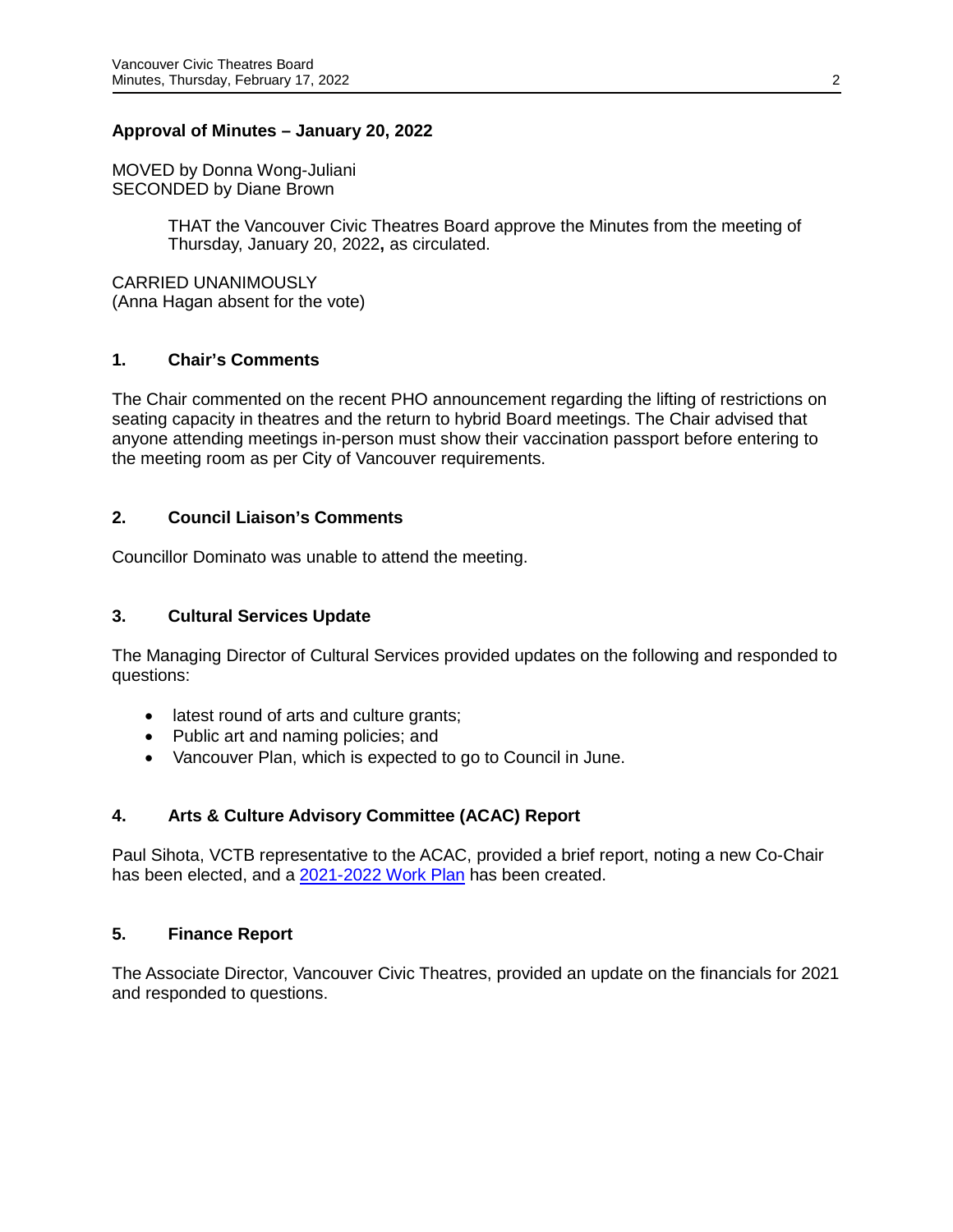**Approval of Minutes – January 20, 2022**

MOVED by Donna Wong-Juliani
SECONDED by Diane Brown

> THAT the Vancouver Civic Theatres Board approve the Minutes from the meeting of Thursday, January 20, 2022**,** as circulated.

CARRIED UNANIMOUSLY
(Anna Hagan absent for the vote)

## 1. Chair's Comments

The Chair commented on the recent PHO announcement regarding the lifting of restrictions on seating capacity in theatres and the return to hybrid Board meetings. The Chair advised that anyone attending meetings in-person must show their vaccination passport before entering to the meeting room as per City of Vancouver requirements.

## 2. Council Liaison's Comments

Councillor Dominato was unable to attend the meeting.

## 3. Cultural Services Update

The Managing Director of Cultural Services provided updates on the following and responded to questions:

- latest round of arts and culture grants;
- Public art and naming policies; and
- Vancouver Plan, which is expected to go to Council in June.

## 4. Arts & Culture Advisory Committee (ACAC) Report

Paul Sihota, VCTB representative to the ACAC, provided a brief report, noting a new Co-Chair has been elected, and a 2021-2022 Work Plan has been created.

## 5. Finance Report

The Associate Director, Vancouver Civic Theatres, provided an update on the financials for 2021 and responded to questions.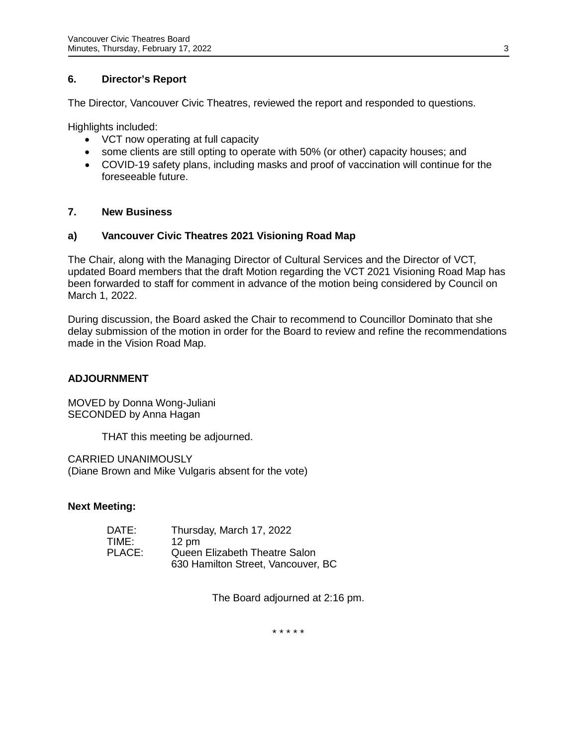## 6. Director's Report

The Director, Vancouver Civic Theatres, reviewed the report and responded to questions.

Highlights included:

- VCT now operating at full capacity
- some clients are still opting to operate with 50% (or other) capacity houses; and
- COVID-19 safety plans, including masks and proof of vaccination will continue for the foreseeable future.

## 7. New Business

### a) Vancouver Civic Theatres 2021 Visioning Road Map

The Chair, along with the Managing Director of Cultural Services and the Director of VCT, updated Board members that the draft Motion regarding the VCT 2021 Visioning Road Map has been forwarded to staff for comment in advance of the motion being considered by Council on March 1, 2022.

During discussion, the Board asked the Chair to recommend to Councillor Dominato that she delay submission of the motion in order for the Board to review and refine the recommendations made in the Vision Road Map.

## ADJOURNMENT

MOVED by Donna Wong-Juliani
SECONDED by Anna Hagan

> THAT this meeting be adjourned.

CARRIED UNANIMOUSLY
(Diane Brown and Mike Vulgaris absent for the vote)

**Next Meeting:**

| | |
|---|---|
| DATE: | Thursday, March 17, 2022 |
| TIME: | 12 pm |
| PLACE: | Queen Elizabeth Theatre Salon<br>630 Hamilton Street, Vancouver, BC |

The Board adjourned at 2:16 pm.

* * * * *